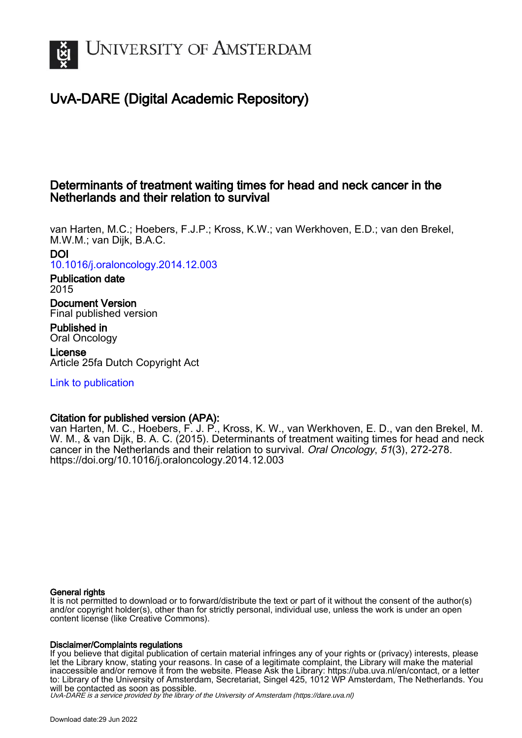# UvA-DARE (Digital Academic Repository)

## Determinants of treatment waiting times for head and neck cancer in the Netherlands and their relation to survival

van Harten, M.C.; Hoebers, F.J.P.; Kross, K.W.; van Werkhoven, E.D.; van den Brekel, M.W.M.; van Dijk, B.A.C.

**DOI**
10.1016/j.oraloncology.2014.12.003

**Publication date**
2015

**Document Version**
Final published version

**Published in**
Oral Oncology

**License**
Article 25fa Dutch Copyright Act

Link to publication

**Citation for published version (APA):**
van Harten, M. C., Hoebers, F. J. P., Kross, K. W., van Werkhoven, E. D., van den Brekel, M. W. M., & van Dijk, B. A. C. (2015). Determinants of treatment waiting times for head and neck cancer in the Netherlands and their relation to survival. *Oral Oncology*, *51*(3), 272-278. https://doi.org/10.1016/j.oraloncology.2014.12.003

**General rights**
It is not permitted to download or to forward/distribute the text or part of it without the consent of the author(s) and/or copyright holder(s), other than for strictly personal, individual use, unless the work is under an open content license (like Creative Commons).

**Disclaimer/Complaints regulations**
If you believe that digital publication of certain material infringes any of your rights or (privacy) interests, please let the Library know, stating your reasons. In case of a legitimate complaint, the Library will make the material inaccessible and/or remove it from the website. Please Ask the Library: https://uba.uva.nl/en/contact, or a letter to: Library of the University of Amsterdam, Secretariat, Singel 425, 1012 WP Amsterdam, The Netherlands. You will be contacted as soon as possible.

*UvA-DARE is a service provided by the library of the University of Amsterdam (https://dare.uva.nl)*

Download date:29 Jun 2022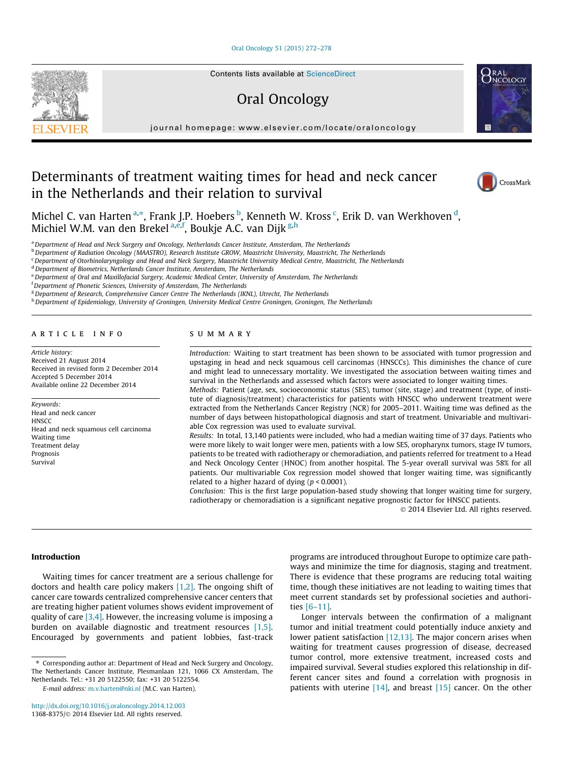# Determinants of treatment waiting times for head and neck cancer in the Netherlands and their relation to survival

Michel C. van Harten [a,*], Frank J.P. Hoebers [b], Kenneth W. Kross [c], Erik D. van Werkhoven [d], Michiel W.M. van den Brekel [a,e,f], Boukje A.C. van Dijk [g,h]

[a] Department of Head and Neck Surgery and Oncology, Netherlands Cancer Institute, Amsterdam, The Netherlands
[b] Department of Radiation Oncology (MAASTRO), Research Institute GROW, Maastricht University, Maastricht, The Netherlands
[c] Department of Otorhinolaryngology and Head and Neck Surgery, Maastricht University Medical Centre, Maastricht, The Netherlands
[d] Department of Biometrics, Netherlands Cancer Institute, Amsterdam, The Netherlands
[e] Department of Oral and Maxillofacial Surgery, Academic Medical Center, University of Amsterdam, The Netherlands
[f] Department of Phonetic Sciences, University of Amsterdam, The Netherlands
[g] Department of Research, Comprehensive Cancer Centre The Netherlands (IKNL), Utrecht, The Netherlands
[h] Department of Epidemiology, University of Groningen, University Medical Centre Groningen, Groningen, The Netherlands

## ARTICLE INFO

*Article history:*
Received 21 August 2014
Received in revised form 2 December 2014
Accepted 5 December 2014
Available online 22 December 2014

*Keywords:*
Head and neck cancer
HNSCC
Head and neck squamous cell carcinoma
Waiting time
Treatment delay
Prognosis
Survival

## SUMMARY

*Introduction:* Waiting to start treatment has been shown to be associated with tumor progression and upstaging in head and neck squamous cell carcinomas (HNSCCs). This diminishes the chance of cure and might lead to unnecessary mortality. We investigated the association between waiting times and survival in the Netherlands and assessed which factors were associated to longer waiting times.

*Methods:* Patient (age, sex, socioeconomic status (SES), tumor (site, stage) and treatment (type, of institute of diagnosis/treatment) characteristics for patients with HNSCC who underwent treatment were extracted from the Netherlands Cancer Registry (NCR) for 2005–2011. Waiting time was defined as the number of days between histopathological diagnosis and start of treatment. Univariable and multivariable Cox regression was used to evaluate survival.

*Results:* In total, 13,140 patients were included, who had a median waiting time of 37 days. Patients who were more likely to wait longer were men, patients with a low SES, oropharynx tumors, stage IV tumors, patients to be treated with radiotherapy or chemoradiation, and patients referred for treatment to a Head and Neck Oncology Center (HNOC) from another hospital. The 5-year overall survival was 58% for all patients. Our multivariable Cox regression model showed that longer waiting time, was significantly related to a higher hazard of dying ($p < 0.0001$).

*Conclusion:* This is the first large population-based study showing that longer waiting time for surgery, radiotherapy or chemoradiation is a significant negative prognostic factor for HNSCC patients.

© 2014 Elsevier Ltd. All rights reserved.

## Introduction

Waiting times for cancer treatment are a serious challenge for doctors and health care policy makers [1,2]. The ongoing shift of cancer care towards centralized comprehensive cancer centers that are treating higher patient volumes shows evident improvement of quality of care [3,4]. However, the increasing volume is imposing a burden on available diagnostic and treatment resources [1,5]. Encouraged by governments and patient lobbies, fast-track programs are introduced throughout Europe to optimize care pathways and minimize the time for diagnosis, staging and treatment. There is evidence that these programs are reducing total waiting time, though these initiatives are not leading to waiting times that meet current standards set by professional societies and authorities [6–11].

Longer intervals between the confirmation of a malignant tumor and initial treatment could potentially induce anxiety and lower patient satisfaction [12,13]. The major concern arises when waiting for treatment causes progression of disease, decreased tumor control, more extensive treatment, increased costs and impaired survival. Several studies explored this relationship in different cancer sites and found a correlation with prognosis in patients with uterine [14], and breast [15] cancer. On the other

* Corresponding author at: Department of Head and Neck Surgery and Oncology, The Netherlands Cancer Institute, Plesmanlaan 121, 1066 CX Amsterdam, The Netherlands. Tel.: +31 20 5122550; fax: +31 20 5122554.
E-mail address: m.v.harten@nki.nl (M.C. van Harten).

http://dx.doi.org/10.1016/j.oraloncology.2014.12.003
1368-8375/© 2014 Elsevier Ltd. All rights reserved.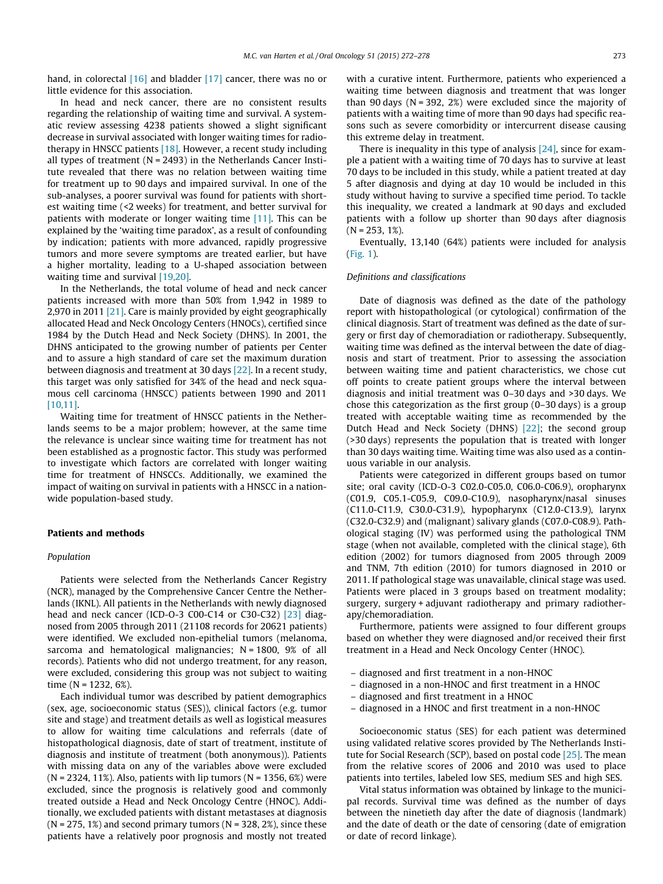hand, in colorectal [16] and bladder [17] cancer, there was no or little evidence for this association.

In head and neck cancer, there are no consistent results regarding the relationship of waiting time and survival. A systematic review assessing 4238 patients showed a slight significant decrease in survival associated with longer waiting times for radiotherapy in HNSCC patients [18]. However, a recent study including all types of treatment (N = 2493) in the Netherlands Cancer Institute revealed that there was no relation between waiting time for treatment up to 90 days and impaired survival. In one of the sub-analyses, a poorer survival was found for patients with shortest waiting time (<2 weeks) for treatment, and better survival for patients with moderate or longer waiting time [11]. This can be explained by the 'waiting time paradox', as a result of confounding by indication; patients with more advanced, rapidly progressive tumors and more severe symptoms are treated earlier, but have a higher mortality, leading to a U-shaped association between waiting time and survival [19,20].

In the Netherlands, the total volume of head and neck cancer patients increased with more than 50% from 1,942 in 1989 to 2,970 in 2011 [21]. Care is mainly provided by eight geographically allocated Head and Neck Oncology Centers (HNOCs), certified since 1984 by the Dutch Head and Neck Society (DHNS). In 2001, the DHNS anticipated to the growing number of patients per Center and to assure a high standard of care set the maximum duration between diagnosis and treatment at 30 days [22]. In a recent study, this target was only satisfied for 34% of the head and neck squamous cell carcinoma (HNSCC) patients between 1990 and 2011 [10,11].

Waiting time for treatment of HNSCC patients in the Netherlands seems to be a major problem; however, at the same time the relevance is unclear since waiting time for treatment has not been established as a prognostic factor. This study was performed to investigate which factors are correlated with longer waiting time for treatment of HNSCCs. Additionally, we examined the impact of waiting on survival in patients with a HNSCC in a nationwide population-based study.

## Patients and methods

### Population

Patients were selected from the Netherlands Cancer Registry (NCR), managed by the Comprehensive Cancer Centre the Netherlands (IKNL). All patients in the Netherlands with newly diagnosed head and neck cancer (ICD-O-3 C00-C14 or C30-C32) [23] diagnosed from 2005 through 2011 (21108 records for 20621 patients) were identified. We excluded non-epithelial tumors (melanoma, sarcoma and hematological malignancies; N = 1800, 9% of all records). Patients who did not undergo treatment, for any reason, were excluded, considering this group was not subject to waiting time (N = 1232, 6%).

Each individual tumor was described by patient demographics (sex, age, socioeconomic status (SES)), clinical factors (e.g. tumor site and stage) and treatment details as well as logistical measures to allow for waiting time calculations and referrals (date of histopathological diagnosis, date of start of treatment, institute of diagnosis and institute of treatment (both anonymous)). Patients with missing data on any of the variables above were excluded (N = 2324, 11%). Also, patients with lip tumors (N = 1356, 6%) were excluded, since the prognosis is relatively good and commonly treated outside a Head and Neck Oncology Centre (HNOC). Additionally, we excluded patients with distant metastases at diagnosis (N = 275, 1%) and second primary tumors (N = 328, 2%), since these patients have a relatively poor prognosis and mostly not treated with a curative intent. Furthermore, patients who experienced a waiting time between diagnosis and treatment that was longer than 90 days (N = 392, 2%) were excluded since the majority of patients with a waiting time of more than 90 days had specific reasons such as severe comorbidity or intercurrent disease causing this extreme delay in treatment.

There is inequality in this type of analysis [24], since for example a patient with a waiting time of 70 days has to survive at least 70 days to be included in this study, while a patient treated at day 5 after diagnosis and dying at day 10 would be included in this study without having to survive a specified time period. To tackle this inequality, we created a landmark at 90 days and excluded patients with a follow up shorter than 90 days after diagnosis (N = 253, 1%).

Eventually, 13,140 (64%) patients were included for analysis (Fig. 1).

### Definitions and classifications

Date of diagnosis was defined as the date of the pathology report with histopathological (or cytological) confirmation of the clinical diagnosis. Start of treatment was defined as the date of surgery or first day of chemoradiation or radiotherapy. Subsequently, waiting time was defined as the interval between the date of diagnosis and start of treatment. Prior to assessing the association between waiting time and patient characteristics, we chose cut off points to create patient groups where the interval between diagnosis and initial treatment was 0–30 days and >30 days. We chose this categorization as the first group (0–30 days) is a group treated with acceptable waiting time as recommended by the Dutch Head and Neck Society (DHNS) [22]; the second group (>30 days) represents the population that is treated with longer than 30 days waiting time. Waiting time was also used as a continuous variable in our analysis.

Patients were categorized in different groups based on tumor site; oral cavity (ICD-O-3 C02.0-C05.0, C06.0-C06.9), oropharynx (C01.9, C05.1-C05.9, C09.0-C10.9), nasopharynx/nasal sinuses (C11.0-C11.9, C30.0-C31.9), hypopharynx (C12.0-C13.9), larynx (C32.0-C32.9) and (malignant) salivary glands (C07.0-C08.9). Pathological staging (IV) was performed using the pathological TNM stage (when not available, completed with the clinical stage), 6th edition (2002) for tumors diagnosed from 2005 through 2009 and TNM, 7th edition (2010) for tumors diagnosed in 2010 or 2011. If pathological stage was unavailable, clinical stage was used. Patients were placed in 3 groups based on treatment modality; surgery, surgery + adjuvant radiotherapy and primary radiotherapy/chemoradiation.

Furthermore, patients were assigned to four different groups based on whether they were diagnosed and/or received their first treatment in a Head and Neck Oncology Center (HNOC).

- diagnosed and first treatment in a non-HNOC
- diagnosed in a non-HNOC and first treatment in a HNOC
- diagnosed and first treatment in a HNOC
- diagnosed in a HNOC and first treatment in a non-HNOC

Socioeconomic status (SES) for each patient was determined using validated relative scores provided by The Netherlands Institute for Social Research (SCP), based on postal code [25]. The mean from the relative scores of 2006 and 2010 was used to place patients into tertiles, labeled low SES, medium SES and high SES.

Vital status information was obtained by linkage to the municipal records. Survival time was defined as the number of days between the ninetieth day after the date of diagnosis (landmark) and the date of death or the date of censoring (date of emigration or date of record linkage).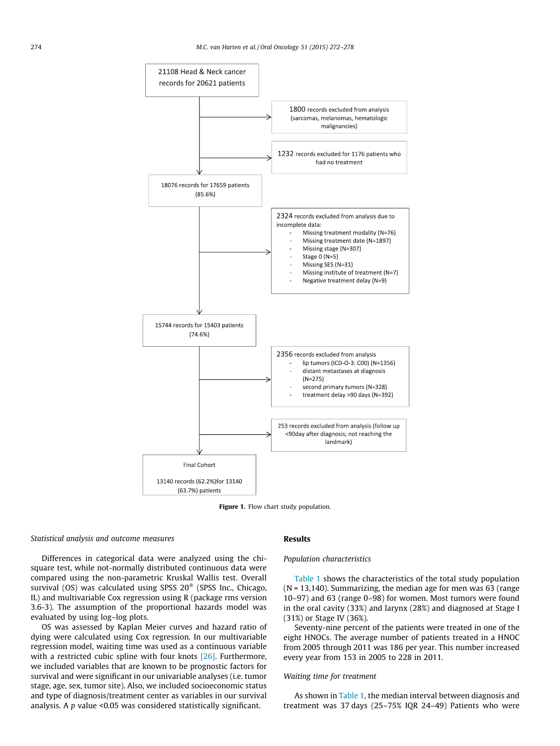21108 Head & Neck cancer records for 20621 patients

1800 records excluded from analysis (sarcomas, melanomas, hematologic malignancies)

1232 records excluded for 1176 patients who had no treatment

18076 records for 17659 patients (85.6%)

2324 records excluded from analysis due to incomplete data:

- Missing treatment modality (N=76)
- Missing treatment date (N=1897)
- Missing stage (N=307)
- Stage 0 (N=5)
- Missing SES (N=31)
- Missing institute of treatment (N=7)
- Negative treatment delay (N=9)

15744 records for 15403 patients (74.6%)

2356 records excluded from analysis

- lip tumors (ICD-O-3: C00) (N=1356)
- distant metastases at diagnosis (N=275)
- second primary tumors (N=328)
- treatment delay >90 days (N=392)

253 records excluded from analysis (follow up <90day after diagnosis; not reaching the landmark)

Final Cohort

13140 records (62.2%)for 13140 (63.7%) patients

**Figure 1.** Flow chart study population.

*Statistical analysis and outcome measures*

Differences in categorical data were analyzed using the chi-square test, while not-normally distributed continuous data were compared using the non-parametric Kruskal Wallis test. Overall survival (OS) was calculated using SPSS 20® (SPSS Inc., Chicago, IL) and multivariable Cox regression using R (package rms version 3.6-3). The assumption of the proportional hazards model was evaluated by using log–log plots.

OS was assessed by Kaplan Meier curves and hazard ratio of dying were calculated using Cox regression. In our multivariable regression model, waiting time was used as a continuous variable with a restricted cubic spline with four knots [26]. Furthermore, we included variables that are known to be prognostic factors for survival and were significant in our univariable analyses (i.e. tumor stage, age, sex, tumor site). Also, we included socioeconomic status and type of diagnosis/treatment center as variables in our survival analysis. A $p$ value <0.05 was considered statistically significant.

## Results

*Population characteristics*

Table 1 shows the characteristics of the total study population (N = 13,140). Summarizing, the median age for men was 63 (range 10–97) and 63 (range 0–98) for women. Most tumors were found in the oral cavity (33%) and larynx (28%) and diagnosed at Stage I (31%) or Stage IV (36%).

Seventy-nine percent of the patients were treated in one of the eight HNOCs. The average number of patients treated in a HNOC from 2005 through 2011 was 186 per year. This number increased every year from 153 in 2005 to 228 in 2011.

*Waiting time for treatment*

As shown in Table 1, the median interval between diagnosis and treatment was 37 days (25–75% IQR 24–49) Patients who were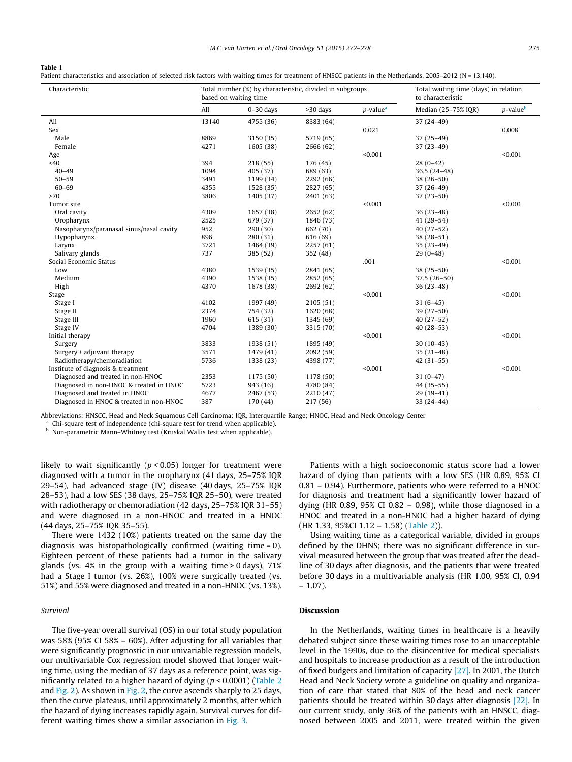**Table 1**
Patient characteristics and association of selected risk factors with waiting times for treatment of HNSCC patients in the Netherlands, 2005–2012 (N = 13,140).

| Characteristic | Total number (%) by characteristic, divided in subgroups based on waiting time | | | | Total waiting time (days) in relation to characteristic | |
|---|---|---|---|---|---|---|
| | All | 0–30 days | >30 days | p-value[a] | Median (25–75% IQR) | p-value[b] |
| All | 13140 | 4755 (36) | 8383 (64) | | 37 (24–49) | |
| Sex | | | | 0.021 | | 0.008 |
| Male | 8869 | 3150 (35) | 5719 (65) | | 37 (25–49) | |
| Female | 4271 | 1605 (38) | 2666 (62) | | 37 (23–49) | |
| Age | | | | <0.001 | | <0.001 |
| <40 | 394 | 218 (55) | 176 (45) | | 28 (0–42) | |
| 40–49 | 1094 | 405 (37) | 689 (63) | | 36.5 (24–48) | |
| 50–59 | 3491 | 1199 (34) | 2292 (66) | | 38 (26–50) | |
| 60–69 | 4355 | 1528 (35) | 2827 (65) | | 37 (26–49) | |
| >70 | 3806 | 1405 (37) | 2401 (63) | | 37 (23–50) | |
| Tumor site | | | | <0.001 | | <0.001 |
| Oral cavity | 4309 | 1657 (38) | 2652 (62) | | 36 (23–48) | |
| Oropharynx | 2525 | 679 (37) | 1846 (73) | | 41 (29–54) | |
| Nasopharynx/paranasal sinus/nasal cavity | 952 | 290 (30) | 662 (70) | | 40 (27–52) | |
| Hypopharynx | 896 | 280 (31) | 616 (69) | | 38 (28–51) | |
| Larynx | 3721 | 1464 (39) | 2257 (61) | | 35 (23–49) | |
| Salivary glands | 737 | 385 (52) | 352 (48) | | 29 (0–48) | |
| Social Economic Status | | | | .001 | | <0.001 |
| Low | 4380 | 1539 (35) | 2841 (65) | | 38 (25–50) | |
| Medium | 4390 | 1538 (35) | 2852 (65) | | 37.5 (26–50) | |
| High | 4370 | 1678 (38) | 2692 (62) | | 36 (23–48) | |
| Stage | | | | <0.001 | | <0.001 |
| Stage I | 4102 | 1997 (49) | 2105 (51) | | 31 (6–45) | |
| Stage II | 2374 | 754 (32) | 1620 (68) | | 39 (27–50) | |
| Stage III | 1960 | 615 (31) | 1345 (69) | | 40 (27–52) | |
| Stage IV | 4704 | 1389 (30) | 3315 (70) | | 40 (28–53) | |
| Initial therapy | | | | <0.001 | | <0.001 |
| Surgery | 3833 | 1938 (51) | 1895 (49) | | 30 (10–43) | |
| Surgery + adjuvant therapy | 3571 | 1479 (41) | 2092 (59) | | 35 (21–48) | |
| Radiotherapy/chemoradiation | 5736 | 1338 (23) | 4398 (77) | | 42 (31–55) | |
| Institute of diagnosis & treatment | | | | <0.001 | | <0.001 |
| Diagnosed and treated in non-HNOC | 2353 | 1175 (50) | 1178 (50) | | 31 (0–47) | |
| Diagnosed in non-HNOC & treated in HNOC | 5723 | 943 (16) | 4780 (84) | | 44 (35–55) | |
| Diagnosed and treated in HNOC | 4677 | 2467 (53) | 2210 (47) | | 29 (19–41) | |
| Diagnosed in HNOC & treated in non-HNOC | 387 | 170 (44) | 217 (56) | | 33 (24–44) | |

Abbreviations: HNSCC, Head and Neck Squamous Cell Carcinoma; IQR, Interquartile Range; HNOC, Head and Neck Oncology Center

[a] Chi-square test of independence (chi-square test for trend when applicable).

[b] Non-parametric Mann–Whitney test (Kruskal Wallis test when applicable).

likely to wait significantly ($p < 0.05$) longer for treatment were diagnosed with a tumor in the oropharynx (41 days, 25–75% IQR 29–54), had advanced stage (IV) disease (40 days, 25–75% IQR 28–53), had a low SES (38 days, 25–75% IQR 25–50), were treated with radiotherapy or chemoradiation (42 days, 25–75% IQR 31–55) and were diagnosed in a non-HNOC and treated in a HNOC (44 days, 25–75% IQR 35–55).

There were 1432 (10%) patients treated on the same day the diagnosis was histopathologically confirmed (waiting time = 0). Eighteen percent of these patients had a tumor in the salivary glands (vs. 4% in the group with a waiting time > 0 days), 71% had a Stage I tumor (vs. 26%), 100% were surgically treated (vs. 51%) and 55% were diagnosed and treated in a non-HNOC (vs. 13%).

### Survival

The five-year overall survival (OS) in our total study population was 58% (95% CI 58% – 60%). After adjusting for all variables that were significantly prognostic in our univariable regression models, our multivariable Cox regression model showed that longer waiting time, using the median of 37 days as a reference point, was significantly related to a higher hazard of dying ($p < 0.0001$) (Table 2 and Fig. 2). As shown in Fig. 2, the curve ascends sharply to 25 days, then the curve plateaus, until approximately 2 months, after which the hazard of dying increases rapidly again. Survival curves for different waiting times show a similar association in Fig. 3.

Patients with a high socioeconomic status score had a lower hazard of dying than patients with a low SES (HR 0.89, 95% CI 0.81 – 0.94). Furthermore, patients who were referred to a HNOC for diagnosis and treatment had a significantly lower hazard of dying (HR 0.89, 95% CI 0.82 – 0.98), while those diagnosed in a HNOC and treated in a non-HNOC had a higher hazard of dying (HR 1.33, 95%CI 1.12 – 1.58) (Table 2)).

Using waiting time as a categorical variable, divided in groups defined by the DHNS; there was no significant difference in survival measured between the group that was treated after the deadline of 30 days after diagnosis, and the patients that were treated before 30 days in a multivariable analysis (HR 1.00, 95% CI, 0.94 – 1.07).

## Discussion

In the Netherlands, waiting times in healthcare is a heavily debated subject since these waiting times rose to an unacceptable level in the 1990s, due to the disincentive for medical specialists and hospitals to increase production as a result of the introduction of fixed budgets and limitation of capacity [27]. In 2001, the Dutch Head and Neck Society wrote a guideline on quality and organization of care that stated that 80% of the head and neck cancer patients should be treated within 30 days after diagnosis [22]. In our current study, only 36% of the patients with an HNSCC, diagnosed between 2005 and 2011, were treated within the given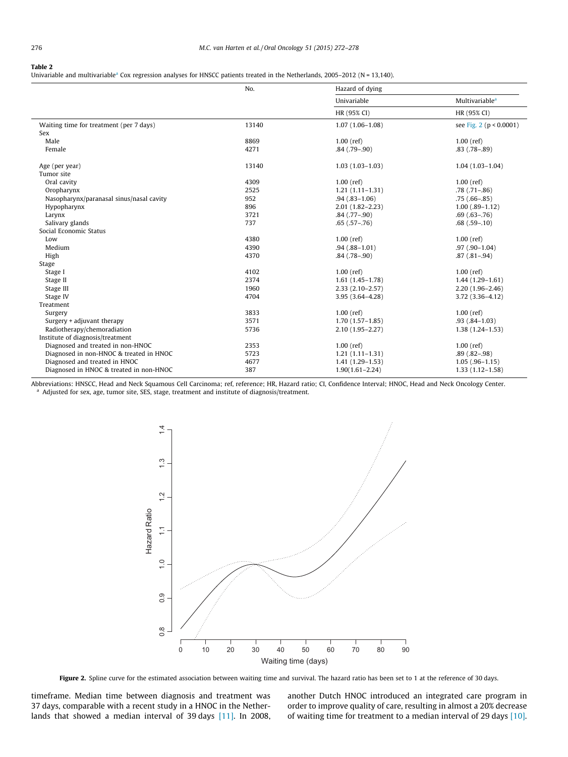**Table 2**
Univariable and multivariable[a] Cox regression analyses for HNSCC patients treated in the Netherlands, 2005–2012 (N = 13,140).

| | No. | Hazard of dying | |
|---|---|---|---|
| | | Univariable | Multivariable[a] |
| | | HR (95% CI) | HR (95% CI) |
| Waiting time for treatment (per 7 days) | 13140 | 1.07 (1.06–1.08) | see Fig. 2 ($p < 0.0001$) |
| Sex | | | |
| Male | 8869 | 1.00 (ref) | 1.00 (ref) |
| Female | 4271 | .84 (.79–.90) | .83 (.78–.89) |
| Age (per year) | 13140 | 1.03 (1.03–1.03) | 1.04 (1.03–1.04) |
| Tumor site | | | |
| Oral cavity | 4309 | 1.00 (ref) | 1.00 (ref) |
| Oropharynx | 2525 | 1.21 (1.11–1.31) | .78 (.71–.86) |
| Nasopharynx/paranasal sinus/nasal cavity | 952 | .94 (.83–1.06) | .75 (.66–.85) |
| Hypopharynx | 896 | 2.01 (1.82–2.23) | 1.00 (.89–1.12) |
| Larynx | 3721 | .84 (.77–.90) | .69 (.63–.76) |
| Salivary glands | 737 | .65 (.57–.76) | .68 (.59–.10) |
| Social Economic Status | | | |
| Low | 4380 | 1.00 (ref) | 1.00 (ref) |
| Medium | 4390 | .94 (.88–1.01) | .97 (.90–1.04) |
| High | 4370 | .84 (.78–.90) | .87 (.81–.94) |
| Stage | | | |
| Stage I | 4102 | 1.00 (ref) | 1.00 (ref) |
| Stage II | 2374 | 1.61 (1.45–1.78) | 1.44 (1.29–1.61) |
| Stage III | 1960 | 2.33 (2.10–2.57) | 2.20 (1.96–2.46) |
| Stage IV | 4704 | 3.95 (3.64–4.28) | 3.72 (3.36–4.12) |
| Treatment | | | |
| Surgery | 3833 | 1.00 (ref) | 1.00 (ref) |
| Surgery + adjuvant therapy | 3571 | 1.70 (1.57–1.85) | .93 (.84–1.03) |
| Radiotherapy/chemoradiation | 5736 | 2.10 (1.95–2.27) | 1.38 (1.24–1.53) |
| Institute of diagnosis/treatment | | | |
| Diagnosed and treated in non-HNOC | 2353 | 1.00 (ref) | 1.00 (ref) |
| Diagnosed in non-HNOC & treated in HNOC | 5723 | 1.21 (1.11–1.31) | .89 (.82–.98) |
| Diagnosed and treated in HNOC | 4677 | 1.41 (1.29–1.53) | 1.05 (.96–1.15) |
| Diagnosed in HNOC & treated in non-HNOC | 387 | 1.90(1.61–2.24) | 1.33 (1.12–1.58) |

Abbreviations: HNSCC, Head and Neck Squamous Cell Carcinoma; ref, reference; HR, Hazard ratio; CI, Confidence Interval; HNOC, Head and Neck Oncology Center.
[a] Adjusted for sex, age, tumor site, SES, stage, treatment and institute of diagnosis/treatment.

**Figure 2.** Spline curve for the estimated association between waiting time and survival. The hazard ratio has been set to 1 at the reference of 30 days.

timeframe. Median time between diagnosis and treatment was 37 days, comparable with a recent study in a HNOC in the Netherlands that showed a median interval of 39 days [11]. In 2008, another Dutch HNOC introduced an integrated care program in order to improve quality of care, resulting in almost a 20% decrease of waiting time for treatment to a median interval of 29 days [10].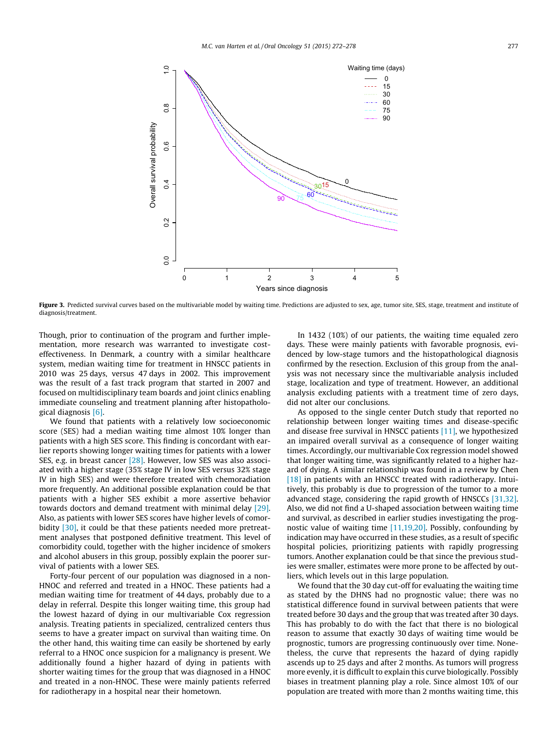Figure 3. Predicted survival curves based on the multivariable model by waiting time. Predictions are adjusted to sex, age, tumor site, SES, stage, treatment and institute of diagnosis/treatment.

Though, prior to continuation of the program and further implementation, more research was warranted to investigate cost-effectiveness. In Denmark, a country with a similar healthcare system, median waiting time for treatment in HNSCC patients in 2010 was 25 days, versus 47 days in 2002. This improvement was the result of a fast track program that started in 2007 and focused on multidisciplinary team boards and joint clinics enabling immediate counseling and treatment planning after histopathological diagnosis [6].

We found that patients with a relatively low socioeconomic score (SES) had a median waiting time almost 10% longer than patients with a high SES score. This finding is concordant with earlier reports showing longer waiting times for patients with a lower SES, e.g. in breast cancer [28]. However, low SES was also associated with a higher stage (35% stage IV in low SES versus 32% stage IV in high SES) and were therefore treated with chemoradiation more frequently. An additional possible explanation could be that patients with a higher SES exhibit a more assertive behavior towards doctors and demand treatment with minimal delay [29]. Also, as patients with lower SES scores have higher levels of comorbidity [30], it could be that these patients needed more pretreatment analyses that postponed definitive treatment. This level of comorbidity could, together with the higher incidence of smokers and alcohol abusers in this group, possibly explain the poorer survival of patients with a lower SES.

Forty-four percent of our population was diagnosed in a non-HNOC and referred and treated in a HNOC. These patients had a median waiting time for treatment of 44 days, probably due to a delay in referral. Despite this longer waiting time, this group had the lowest hazard of dying in our multivariable Cox regression analysis. Treating patients in specialized, centralized centers thus seems to have a greater impact on survival than waiting time. On the other hand, this waiting time can easily be shortened by early referral to a HNOC once suspicion for a malignancy is present. We additionally found a higher hazard of dying in patients with shorter waiting times for the group that was diagnosed in a HNOC and treated in a non-HNOC. These were mainly patients referred for radiotherapy in a hospital near their hometown.

In 1432 (10%) of our patients, the waiting time equaled zero days. These were mainly patients with favorable prognosis, evidenced by low-stage tumors and the histopathological diagnosis confirmed by the resection. Exclusion of this group from the analysis was not necessary since the multivariable analysis included stage, localization and type of treatment. However, an additional analysis excluding patients with a treatment time of zero days, did not alter our conclusions.

As opposed to the single center Dutch study that reported no relationship between longer waiting times and disease-specific and disease free survival in HNSCC patients [11], we hypothesized an impaired overall survival as a consequence of longer waiting times. Accordingly, our multivariable Cox regression model showed that longer waiting time, was significantly related to a higher hazard of dying. A similar relationship was found in a review by Chen [18] in patients with an HNSCC treated with radiotherapy. Intuitively, this probably is due to progression of the tumor to a more advanced stage, considering the rapid growth of HNSCCs [31,32]. Also, we did not find a U-shaped association between waiting time and survival, as described in earlier studies investigating the prognostic value of waiting time [11,19,20]. Possibly, confounding by indication may have occurred in these studies, as a result of specific hospital policies, prioritizing patients with rapidly progressing tumors. Another explanation could be that since the previous studies were smaller, estimates were more prone to be affected by outliers, which levels out in this large population.

We found that the 30 day cut-off for evaluating the waiting time as stated by the DHNS had no prognostic value; there was no statistical difference found in survival between patients that were treated before 30 days and the group that was treated after 30 days. This has probably to do with the fact that there is no biological reason to assume that exactly 30 days of waiting time would be prognostic, tumors are progressing continuously over time. Nonetheless, the curve that represents the hazard of dying rapidly ascends up to 25 days and after 2 months. As tumors will progress more evenly, it is difficult to explain this curve biologically. Possibly biases in treatment planning play a role. Since almost 10% of our population are treated with more than 2 months waiting time, this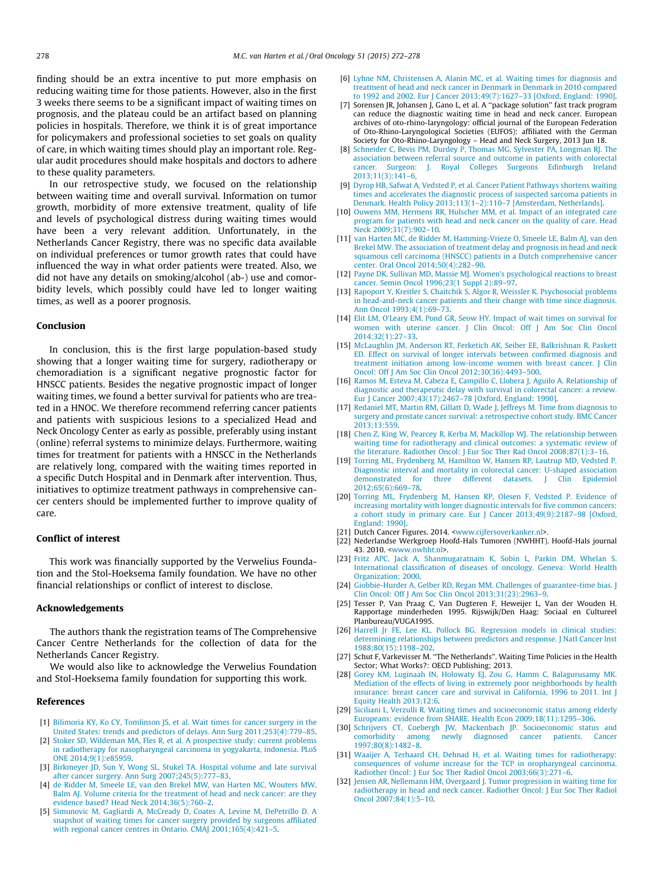finding should be an extra incentive to put more emphasis on reducing waiting time for those patients. However, also in the first 3 weeks there seems to be a significant impact of waiting times on prognosis, and the plateau could be an artifact based on planning policies in hospitals. Therefore, we think it is of great importance for policymakers and professional societies to set goals on quality of care, in which waiting times should play an important role. Regular audit procedures should make hospitals and doctors to adhere to these quality parameters.

In our retrospective study, we focused on the relationship between waiting time and overall survival. Information on tumor growth, morbidity of more extensive treatment, quality of life and levels of psychological distress during waiting times would have been a very relevant addition. Unfortunately, in the Netherlands Cancer Registry, there was no specific data available on individual preferences or tumor growth rates that could have influenced the way in what order patients were treated. Also, we did not have any details on smoking/alcohol (ab-) use and comorbidity levels, which possibly could have led to longer waiting times, as well as a poorer prognosis.

## Conclusion

In conclusion, this is the first large population-based study showing that a longer waiting time for surgery, radiotherapy or chemoradiation is a significant negative prognostic factor for HNSCC patients. Besides the negative prognostic impact of longer waiting times, we found a better survival for patients who are treated in a HNOC. We therefore recommend referring cancer patients and patients with suspicious lesions to a specialized Head and Neck Oncology Center as early as possible, preferably using instant (online) referral systems to minimize delays. Furthermore, waiting times for treatment for patients with a HNSCC in the Netherlands are relatively long, compared with the waiting times reported in a specific Dutch Hospital and in Denmark after intervention. Thus, initiatives to optimize treatment pathways in comprehensive cancer centers should be implemented further to improve quality of care.

## Conflict of interest

This work was financially supported by the Verwelius Foundation and the Stol-Hoeksema family foundation. We have no other financial relationships or conflict of interest to disclose.

## Acknowledgements

The authors thank the registration teams of The Comprehensive Cancer Centre Netherlands for the collection of data for the Netherlands Cancer Registry.

We would also like to acknowledge the Verwelius Foundation and Stol-Hoeksema family foundation for supporting this work.

## References

[1] Bilimoria KY, Ko CY, Tomlinson JS, et al. Wait times for cancer surgery in the United States: trends and predictors of delays. Ann Surg 2011;253(4):779–85.

[2] Stoker SD, Wildeman MA, Fles R, et al. A prospective study: current problems in radiotherapy for nasopharyngeal carcinoma in yogyakarta, indonesia. PLoS ONE 2014;9(1):e85959.

[3] Birkmeyer JD, Sun Y, Wong SL, Stukel TA. Hospital volume and late survival after cancer surgery. Ann Surg 2007;245(5):777–83.

[4] de Ridder M, Smeele LE, van den Brekel MW, van Harten MC, Wouters MW, Balm AJ. Volume criteria for the treatment of head and neck cancer: are they evidence based? Head Neck 2014;36(5):760–2.

[5] Simunovic M, Gagliardi A, McCready D, Coates A, Levine M, DePetrillo D. A snapshot of waiting times for cancer surgery provided by surgeons affiliated with regional cancer centres in Ontario. CMAJ 2001;165(4):421–5.

[6] Lyhne NM, Christensen A, Alanin MC, et al. Waiting times for diagnosis and treatment of head and neck cancer in Denmark in 2010 compared to 1992 and 2002. Eur J Cancer 2013;49(7):1627–33 [Oxford, England: 1990].

[7] Sorensen JR, Johansen J, Gano L, et al. A "package solution" fast track program can reduce the diagnostic waiting time in head and neck cancer. European archives of oto-rhino-laryngology: official journal of the European Federation of Oto-Rhino-Laryngological Societies (EUFOS): affiliated with the German Society for Oto-Rhino-Laryngology – Head and Neck Surgery, 2013 Jun 18.

[8] Schneider C, Bevis PM, Durdey P, Thomas MG, Sylvester PA, Longman RJ. The association between referral source and outcome in patients with colorectal cancer. Surgeon: J. Royal Colleges Surgeons Edinburgh Ireland 2013;11(3):141–6.

[9] Dyrop HB, Safwat A, Vedsted P, et al. Cancer Patient Pathways shortens waiting times and accelerates the diagnostic process of suspected sarcoma patients in Denmark. Health Policy 2013;113(1–2):110–7 [Amsterdam, Netherlands].

[10] Ouwens MM, Hermens RR, Hulscher MM, et al. Impact of an integrated care program for patients with head and neck cancer on the quality of care. Head Neck 2009;31(7):902–10.

[11] van Harten MC, de Ridder M, Hamming-Vrieze O, Smeele LE, Balm AJ, van den Brekel MW. The association of treatment delay and prognosis in head and neck squamous cell carcinoma (HNSCC) patients in a Dutch comprehensive cancer center. Oral Oncol 2014;50(4):282–90.

[12] Payne DK, Sullivan MD, Massie MJ. Women's psychological reactions to breast cancer. Semin Oncol 1996;23(1 Suppl 2):89–97.

[13] Rapoport Y, Kreitler S, Chaitchik S, Algor R, Weissler K. Psychosocial problems in head-and-neck cancer patients and their change with time since diagnosis. Ann Oncol 1993;4(1):69–73.

[14] Elit LM, O'Leary EM, Pond GR, Seow HY. Impact of wait times on survival for women with uterine cancer. J Clin Oncol: Off J Am Soc Clin Oncol 2014;32(1):27–33.

[15] McLaughlin JM, Anderson RT, Ferketich AK, Seiber EE, Balkrishnan R, Paskett ED. Effect on survival of longer intervals between confirmed diagnosis and treatment initiation among low-income women with breast cancer. J Clin Oncol: Off J Am Soc Clin Oncol 2012;30(36):4493–500.

[16] Ramos M, Esteva M, Cabeza E, Campillo C, Llobera J, Aguilo A. Relationship of diagnostic and therapeutic delay with survival in colorectal cancer: a review. Eur J Cancer 2007;43(17):2467–78 [Oxford, England: 1990].

[17] Redaniel MT, Martin RM, Gillatt D, Wade J, Jeffreys M. Time from diagnosis to surgery and prostate cancer survival: a retrospective cohort study. BMC Cancer 2013;13:559.

[18] Chen Z, King W, Pearcey R, Kerba M, Mackillop WJ. The relationship between waiting time for radiotherapy and clinical outcomes: a systematic review of the literature. Radiother Oncol: J Eur Soc Ther Rad Oncol 2008;87(1):3–16.

[19] Torring ML, Frydenberg M, Hamilton W, Hansen RP, Lautrup MD, Vedsted P. Diagnostic interval and mortality in colorectal cancer: U-shaped association demonstrated for three different datasets. J Clin Epidemiol 2012;65(6):669–78.

[20] Torring ML, Frydenberg M, Hansen RP, Olesen F, Vedsted P. Evidence of increasing mortality with longer diagnostic intervals for five common cancers: a cohort study in primary care. Eur J Cancer 2013;49(9):2187–98 [Oxford, England: 1990].

[21] Dutch Cancer Figures. 2014. <www.cijfersoverkanker.nl>.

[22] Nederlandse Werkgroep Hoofd-Hals Tumoren (NWHHT). Hoofd-Hals journal 43. 2010. <www.nwhht.nl>.

[23] Fritz APC, Jack A, Shanmugaratnam K, Sobin L, Parkin DM, Whelan S. International classification of diseases of oncology. Geneva: World Health Organization; 2000.

[24] Giobbie-Hurder A, Gelber RD, Regan MM. Challenges of guarantee-time bias. J Clin Oncol: Off J Am Soc Clin Oncol 2013;31(23):2963–9.

[25] Tesser P, Van Praag C, Van Dugteren F, Heweijer L, Van der Wouden H. Rapportage minderheden 1995. Rijswijk/Den Haag: Sociaal en Cultureel Planbureau/VUGA1995.

[26] Harrell Jr FE, Lee KL, Pollock BG. Regression models in clinical studies: determining relationships between predictors and response. J Natl Cancer Inst 1988;80(15):1198–202.

[27] Schut F, Varkevisser M. "The Netherlands". Waiting Time Policies in the Health Sector; What Works?: OECD Publishing; 2013.

[28] Gorey KM, Luginaah IN, Holowaty EJ, Zou G, Hamm C, Balagurusamy MK. Mediation of the effects of living in extremely poor neighborhoods by health insurance: breast cancer care and survival in California, 1996 to 2011. Int J Equity Health 2013;12:6.

[29] Siciliani L, Verzulli R. Waiting times and socioeconomic status among elderly Europeans: evidence from SHARE. Health Econ 2009;18(11):1295–306.

[30] Schrijvers CT, Coebergh JW, Mackenbach JP. Socioeconomic status and comorbidity among newly diagnosed cancer patients. Cancer 1997;80(8):1482–8.

[31] Waaijer A, Terhaard CH, Dehnad H, et al. Waiting times for radiotherapy: consequences of volume increase for the TCP in oropharyngeal carcinoma. Radiother Oncol: J Eur Soc Ther Radiol Oncol 2003;66(3):271–6.

[32] Jensen AR, Nellemann HM, Overgaard J. Tumor progression in waiting time for radiotherapy in head and neck cancer. Radiother Oncol: J Eur Soc Ther Radiol Oncol 2007;84(1):5–10.